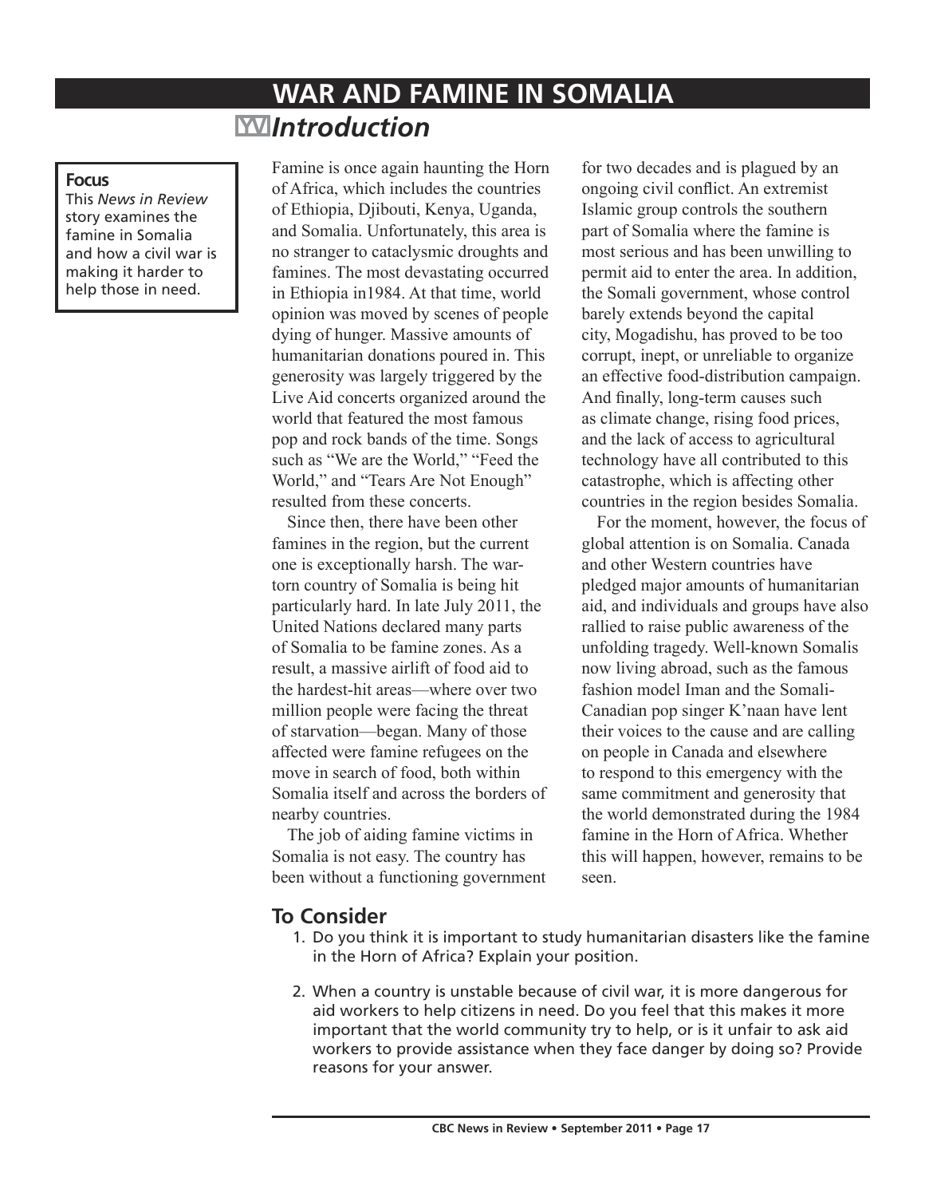# WAR AND FAMINE IN SOMALIA

## Introduction

**Focus**
This *News in Review* story examines the famine in Somalia and how a civil war is making it harder to help those in need.

Famine is once again haunting the Horn of Africa, which includes the countries of Ethiopia, Djibouti, Kenya, Uganda, and Somalia. Unfortunately, this area is no stranger to cataclysmic droughts and famines. The most devastating occurred in Ethiopia in1984. At that time, world opinion was moved by scenes of people dying of hunger. Massive amounts of humanitarian donations poured in. This generosity was largely triggered by the Live Aid concerts organized around the world that featured the most famous pop and rock bands of the time. Songs such as "We are the World," "Feed the World," and "Tears Are Not Enough" resulted from these concerts.

Since then, there have been other famines in the region, but the current one is exceptionally harsh. The war-torn country of Somalia is being hit particularly hard. In late July 2011, the United Nations declared many parts of Somalia to be famine zones. As a result, a massive airlift of food aid to the hardest-hit areas—where over two million people were facing the threat of starvation—began. Many of those affected were famine refugees on the move in search of food, both within Somalia itself and across the borders of nearby countries.

The job of aiding famine victims in Somalia is not easy. The country has been without a functioning government for two decades and is plagued by an ongoing civil conflict. An extremist Islamic group controls the southern part of Somalia where the famine is most serious and has been unwilling to permit aid to enter the area. In addition, the Somali government, whose control barely extends beyond the capital city, Mogadishu, has proved to be too corrupt, inept, or unreliable to organize an effective food-distribution campaign. And finally, long-term causes such as climate change, rising food prices, and the lack of access to agricultural technology have all contributed to this catastrophe, which is affecting other countries in the region besides Somalia.

For the moment, however, the focus of global attention is on Somalia. Canada and other Western countries have pledged major amounts of humanitarian aid, and individuals and groups have also rallied to raise public awareness of the unfolding tragedy. Well-known Somalis now living abroad, such as the famous fashion model Iman and the Somali-Canadian pop singer K'naan have lent their voices to the cause and are calling on people in Canada and elsewhere to respond to this emergency with the same commitment and generosity that the world demonstrated during the 1984 famine in the Horn of Africa. Whether this will happen, however, remains to be seen.

### To Consider

1. Do you think it is important to study humanitarian disasters like the famine in the Horn of Africa? Explain your position.
2. When a country is unstable because of civil war, it is more dangerous for aid workers to help citizens in need. Do you feel that this makes it more important that the world community try to help, or is it unfair to ask aid workers to provide assistance when they face danger by doing so? Provide reasons for your answer.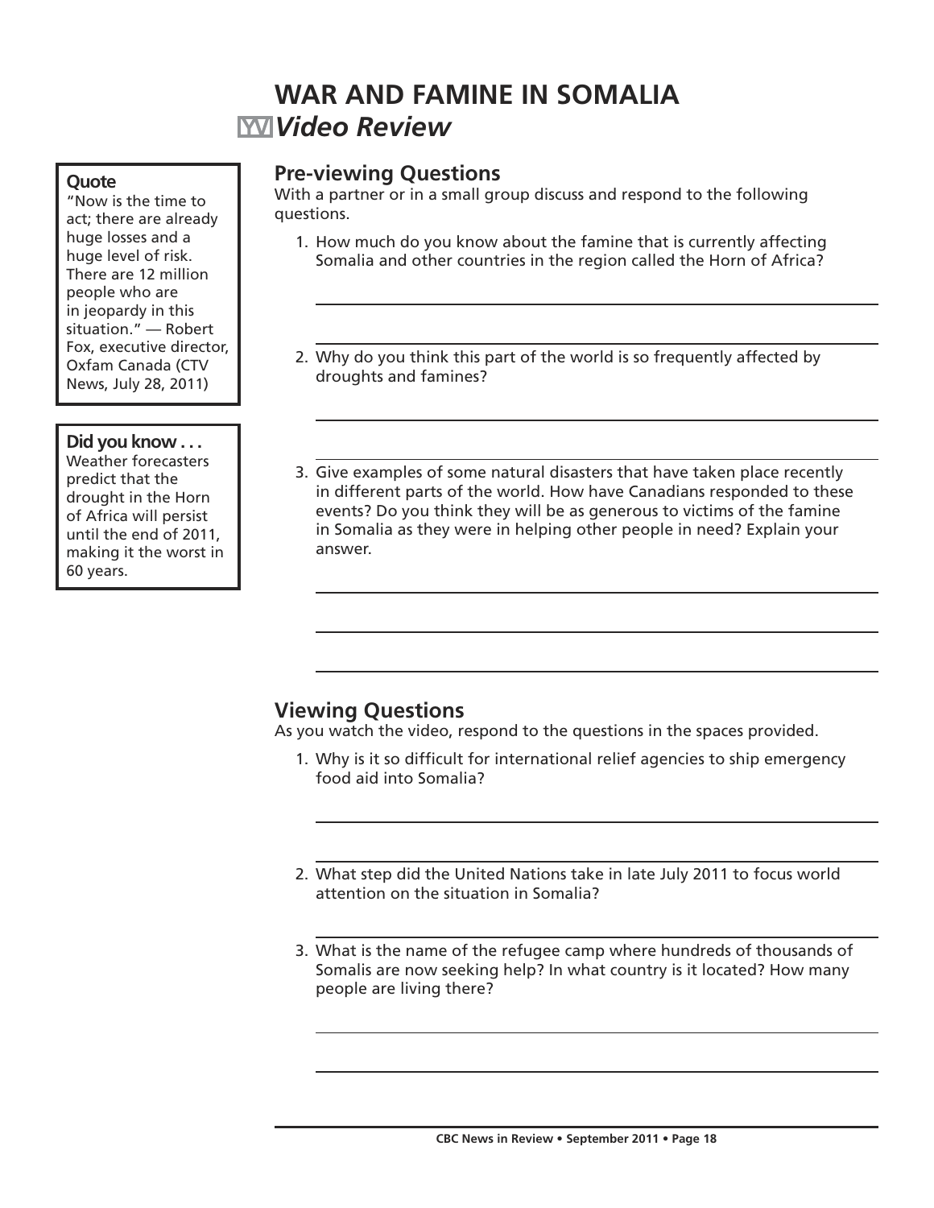# WAR AND FAMINE IN SOMALIA

## *Video Review*

**Quote**

"Now is the time to act; there are already huge losses and a huge level of risk. There are 12 million people who are in jeopardy in this situation." — Robert Fox, executive director, Oxfam Canada (CTV News, July 28, 2011)

**Did you know . . .**

Weather forecasters predict that the drought in the Horn of Africa will persist until the end of 2011, making it the worst in 60 years.

### Pre-viewing Questions

With a partner or in a small group discuss and respond to the following questions.

1. How much do you know about the famine that is currently affecting Somalia and other countries in the region called the Horn of Africa?

2. Why do you think this part of the world is so frequently affected by droughts and famines?

3. Give examples of some natural disasters that have taken place recently in different parts of the world. How have Canadians responded to these events? Do you think they will be as generous to victims of the famine in Somalia as they were in helping other people in need? Explain your answer.

### Viewing Questions

As you watch the video, respond to the questions in the spaces provided.

1. Why is it so difficult for international relief agencies to ship emergency food aid into Somalia?

2. What step did the United Nations take in late July 2011 to focus world attention on the situation in Somalia?

3. What is the name of the refugee camp where hundreds of thousands of Somalis are now seeking help? In what country is it located? How many people are living there?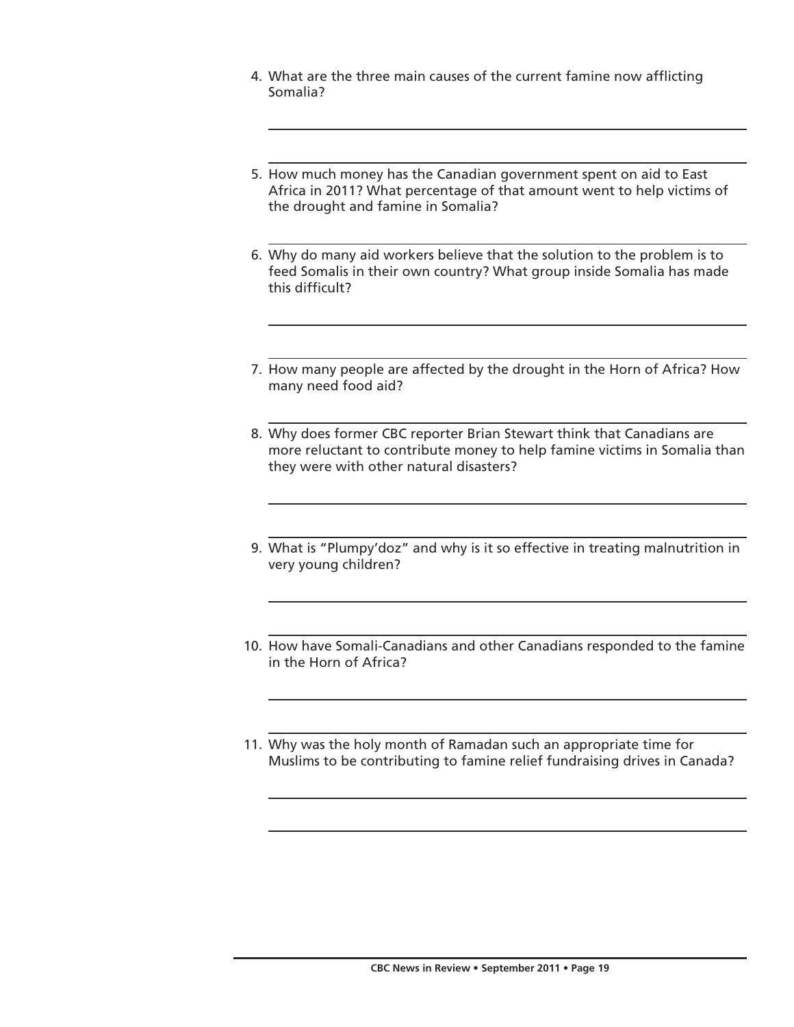4. What are the three main causes of the current famine now afflicting Somalia?

5. How much money has the Canadian government spent on aid to East Africa in 2011? What percentage of that amount went to help victims of the drought and famine in Somalia?

6. Why do many aid workers believe that the solution to the problem is to feed Somalis in their own country? What group inside Somalia has made this difficult?

7. How many people are affected by the drought in the Horn of Africa? How many need food aid?

8. Why does former CBC reporter Brian Stewart think that Canadians are more reluctant to contribute money to help famine victims in Somalia than they were with other natural disasters?

9. What is "Plumpy'doz" and why is it so effective in treating malnutrition in very young children?

10. How have Somali-Canadians and other Canadians responded to the famine in the Horn of Africa?

11. Why was the holy month of Ramadan such an appropriate time for Muslims to be contributing to famine relief fundraising drives in Canada?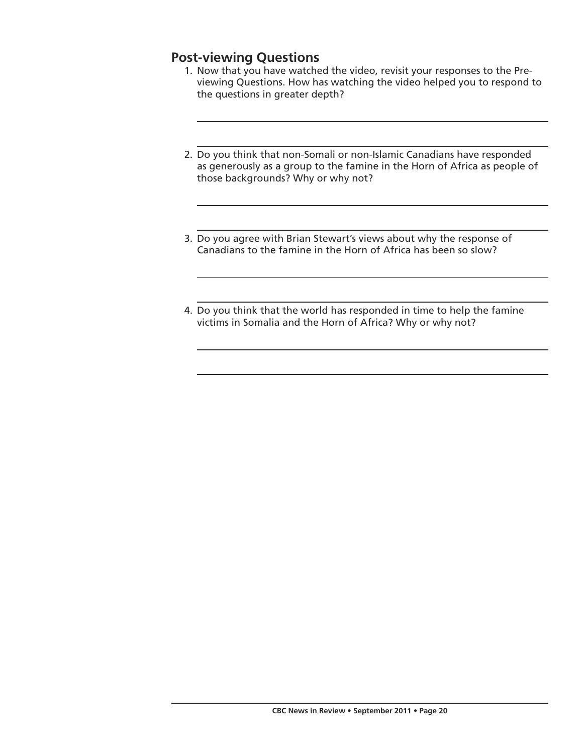## Post-viewing Questions

1. Now that you have watched the video, revisit your responses to the Pre-viewing Questions. How has watching the video helped you to respond to the questions in greater depth?

2. Do you think that non-Somali or non-Islamic Canadians have responded as generously as a group to the famine in the Horn of Africa as people of those backgrounds? Why or why not?

3. Do you agree with Brian Stewart's views about why the response of Canadians to the famine in the Horn of Africa has been so slow?

4. Do you think that the world has responded in time to help the famine victims in Somalia and the Horn of Africa? Why or why not?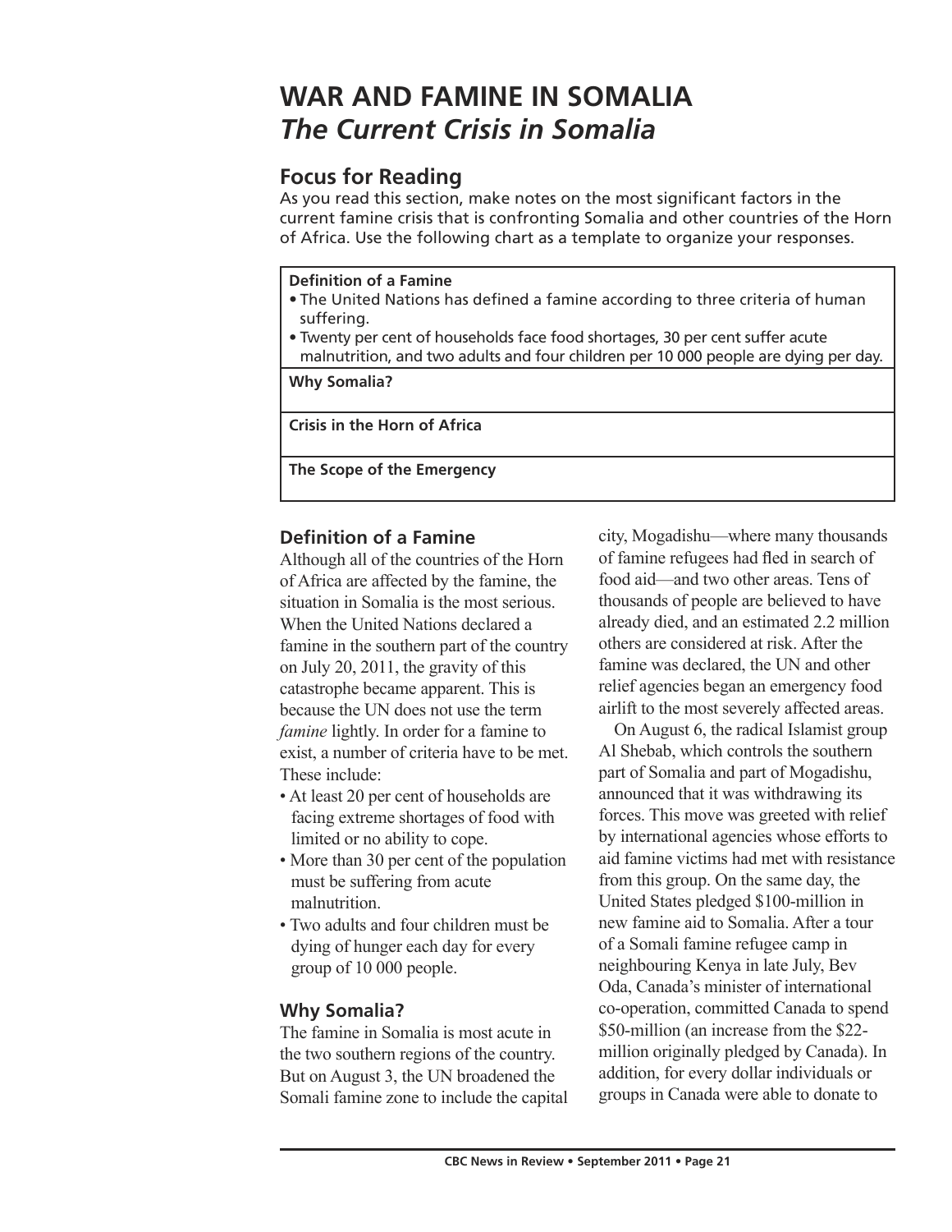# WAR AND FAMINE IN SOMALIA

## *The Current Crisis in Somalia*

### Focus for Reading

As you read this section, make notes on the most significant factors in the current famine crisis that is confronting Somalia and other countries of the Horn of Africa. Use the following chart as a template to organize your responses.

| **Definition of a Famine**<br>• The United Nations has defined a famine according to three criteria of human suffering.<br>• Twenty per cent of households face food shortages, 30 per cent suffer acute malnutrition, and two adults and four children per 10 000 people are dying per day. |
|---|
| **Why Somalia?** |
| **Crisis in the Horn of Africa** |
| **The Scope of the Emergency** |

### Definition of a Famine

Although all of the countries of the Horn of Africa are affected by the famine, the situation in Somalia is the most serious. When the United Nations declared a famine in the southern part of the country on July 20, 2011, the gravity of this catastrophe became apparent. This is because the UN does not use the term *famine* lightly. In order for a famine to exist, a number of criteria have to be met. These include:

- At least 20 per cent of households are facing extreme shortages of food with limited or no ability to cope.
- More than 30 per cent of the population must be suffering from acute malnutrition.
- Two adults and four children must be dying of hunger each day for every group of 10 000 people.

### Why Somalia?

The famine in Somalia is most acute in the two southern regions of the country. But on August 3, the UN broadened the Somali famine zone to include the capital city, Mogadishu—where many thousands of famine refugees had fled in search of food aid—and two other areas. Tens of thousands of people are believed to have already died, and an estimated 2.2 million others are considered at risk. After the famine was declared, the UN and other relief agencies began an emergency food airlift to the most severely affected areas.

On August 6, the radical Islamist group Al Shebab, which controls the southern part of Somalia and part of Mogadishu, announced that it was withdrawing its forces. This move was greeted with relief by international agencies whose efforts to aid famine victims had met with resistance from this group. On the same day, the United States pledged $100-million in new famine aid to Somalia. After a tour of a Somali famine refugee camp in neighbouring Kenya in late July, Bev Oda, Canada's minister of international co-operation, committed Canada to spend $50-million (an increase from the $22-million originally pledged by Canada). In addition, for every dollar individuals or groups in Canada were able to donate to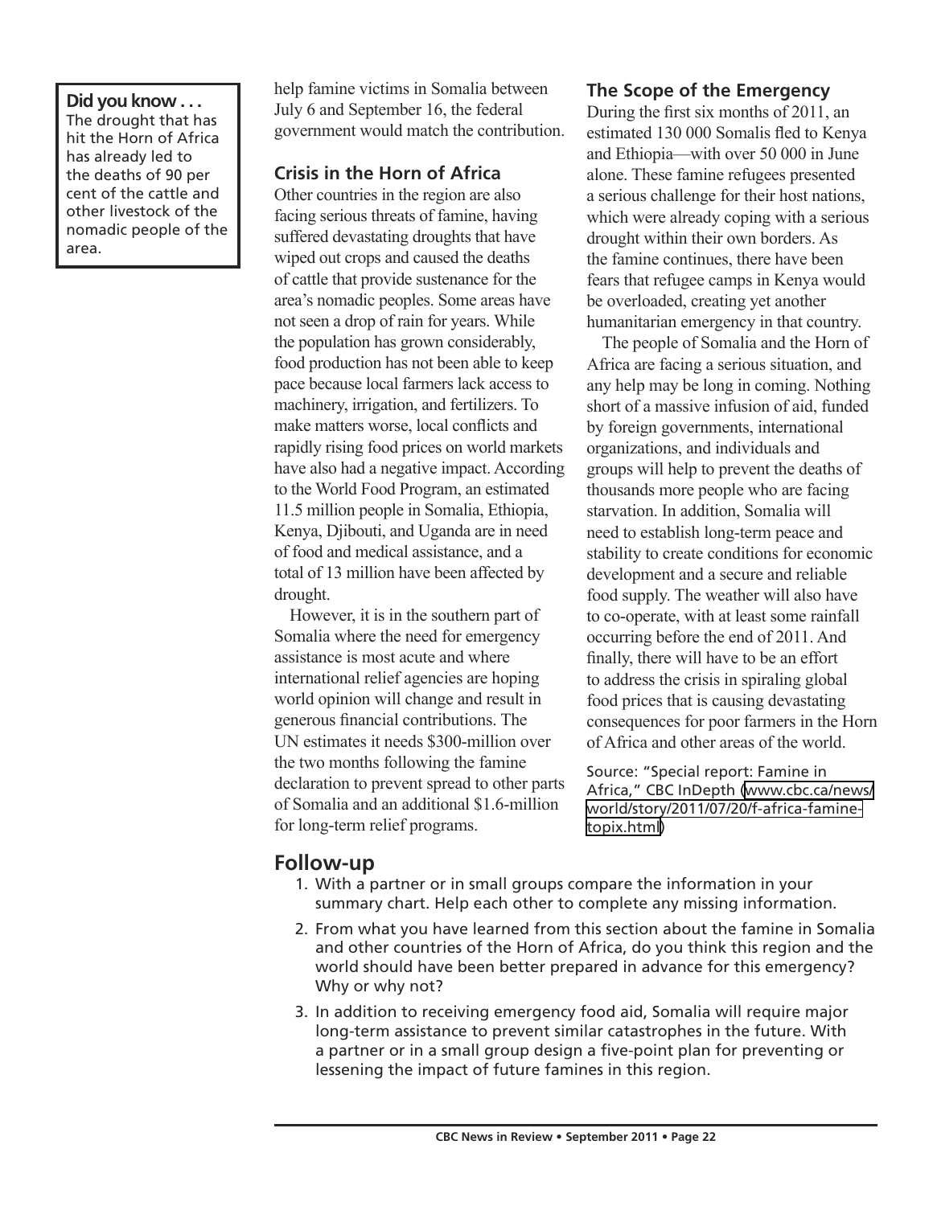**Did you know . . .**
The drought that has hit the Horn of Africa has already led to the deaths of 90 per cent of the cattle and other livestock of the nomadic people of the area.

help famine victims in Somalia between July 6 and September 16, the federal government would match the contribution.

### Crisis in the Horn of Africa

Other countries in the region are also facing serious threats of famine, having suffered devastating droughts that have wiped out crops and caused the deaths of cattle that provide sustenance for the area's nomadic peoples. Some areas have not seen a drop of rain for years. While the population has grown considerably, food production has not been able to keep pace because local farmers lack access to machinery, irrigation, and fertilizers. To make matters worse, local conflicts and rapidly rising food prices on world markets have also had a negative impact. According to the World Food Program, an estimated 11.5 million people in Somalia, Ethiopia, Kenya, Djibouti, and Uganda are in need of food and medical assistance, and a total of 13 million have been affected by drought.

However, it is in the southern part of Somalia where the need for emergency assistance is most acute and where international relief agencies are hoping world opinion will change and result in generous financial contributions. The UN estimates it needs $300-million over the two months following the famine declaration to prevent spread to other parts of Somalia and an additional $1.6-million for long-term relief programs.

### The Scope of the Emergency

During the first six months of 2011, an estimated 130 000 Somalis fled to Kenya and Ethiopia—with over 50 000 in June alone. These famine refugees presented a serious challenge for their host nations, which were already coping with a serious drought within their own borders. As the famine continues, there have been fears that refugee camps in Kenya would be overloaded, creating yet another humanitarian emergency in that country.

The people of Somalia and the Horn of Africa are facing a serious situation, and any help may be long in coming. Nothing short of a massive infusion of aid, funded by foreign governments, international organizations, and individuals and groups will help to prevent the deaths of thousands more people who are facing starvation. In addition, Somalia will need to establish long-term peace and stability to create conditions for economic development and a secure and reliable food supply. The weather will also have to co-operate, with at least some rainfall occurring before the end of 2011. And finally, there will have to be an effort to address the crisis in spiraling global food prices that is causing devastating consequences for poor farmers in the Horn of Africa and other areas of the world.

Source: "Special report: Famine in Africa," CBC InDepth (www.cbc.ca/news/world/story/2011/07/20/f-africa-famine-topix.html)

## Follow-up

1. With a partner or in small groups compare the information in your summary chart. Help each other to complete any missing information.
2. From what you have learned from this section about the famine in Somalia and other countries of the Horn of Africa, do you think this region and the world should have been better prepared in advance for this emergency? Why or why not?
3. In addition to receiving emergency food aid, Somalia will require major long-term assistance to prevent similar catastrophes in the future. With a partner or in a small group design a five-point plan for preventing or lessening the impact of future famines in this region.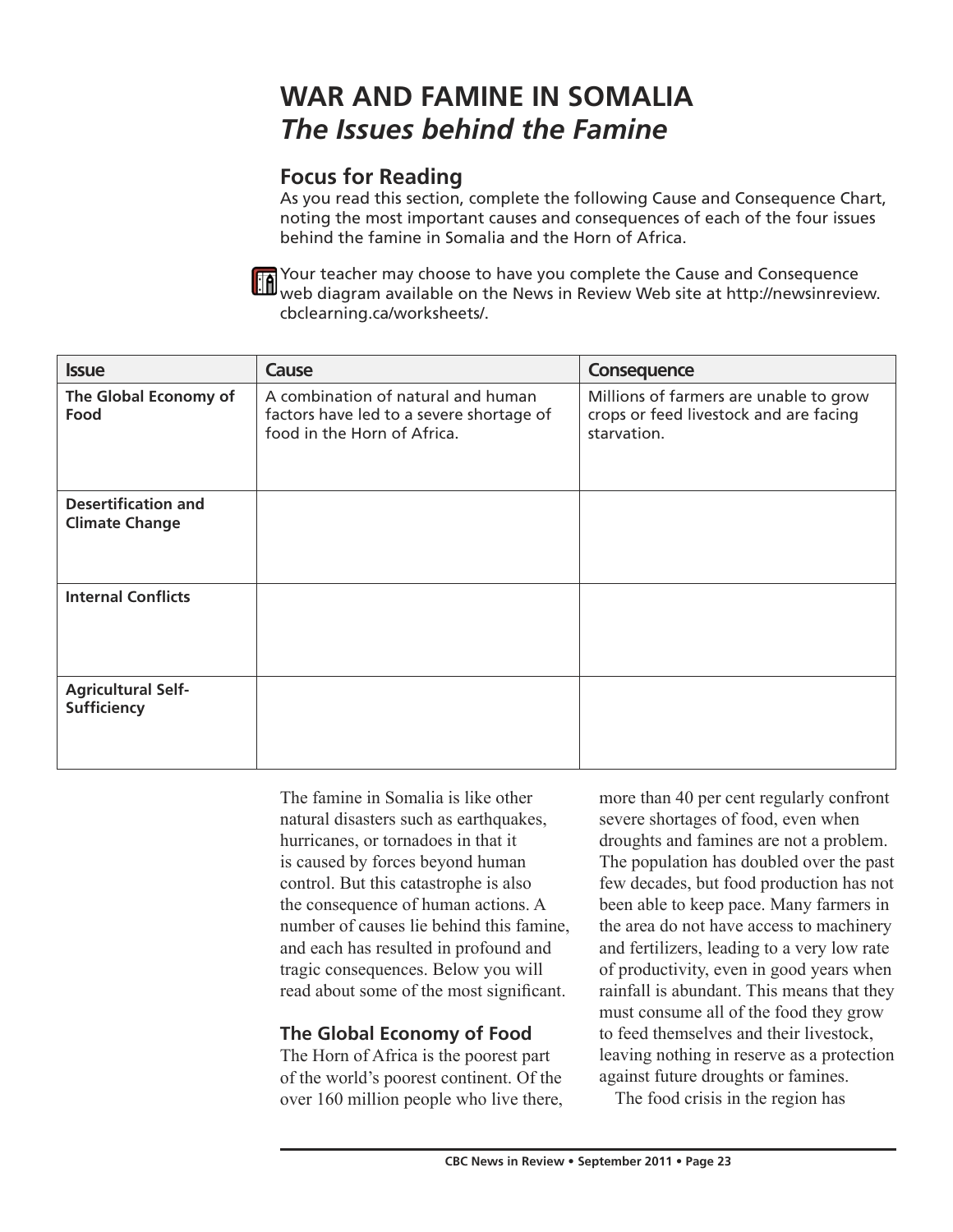# WAR AND FAMINE IN SOMALIA

## *The Issues behind the Famine*

### Focus for Reading

As you read this section, complete the following Cause and Consequence Chart, noting the most important causes and consequences of each of the four issues behind the famine in Somalia and the Horn of Africa.

Your teacher may choose to have you complete the Cause and Consequence web diagram available on the News in Review Web site at http://newsinreview.cbclearning.ca/worksheets/.

| Issue | Cause | Consequence |
|---|---|---|
| **The Global Economy of Food** | A combination of natural and human factors have led to a severe shortage of food in the Horn of Africa. | Millions of farmers are unable to grow crops or feed livestock and are facing starvation. |
| **Desertification and Climate Change** | | |
| **Internal Conflicts** | | |
| **Agricultural Self-Sufficiency** | | |

The famine in Somalia is like other natural disasters such as earthquakes, hurricanes, or tornadoes in that it is caused by forces beyond human control. But this catastrophe is also the consequence of human actions. A number of causes lie behind this famine, and each has resulted in profound and tragic consequences. Below you will read about some of the most significant.

### The Global Economy of Food

The Horn of Africa is the poorest part of the world's poorest continent. Of the over 160 million people who live there, more than 40 per cent regularly confront severe shortages of food, even when droughts and famines are not a problem. The population has doubled over the past few decades, but food production has not been able to keep pace. Many farmers in the area do not have access to machinery and fertilizers, leading to a very low rate of productivity, even in good years when rainfall is abundant. This means that they must consume all of the food they grow to feed themselves and their livestock, leaving nothing in reserve as a protection against future droughts or famines.

The food crisis in the region has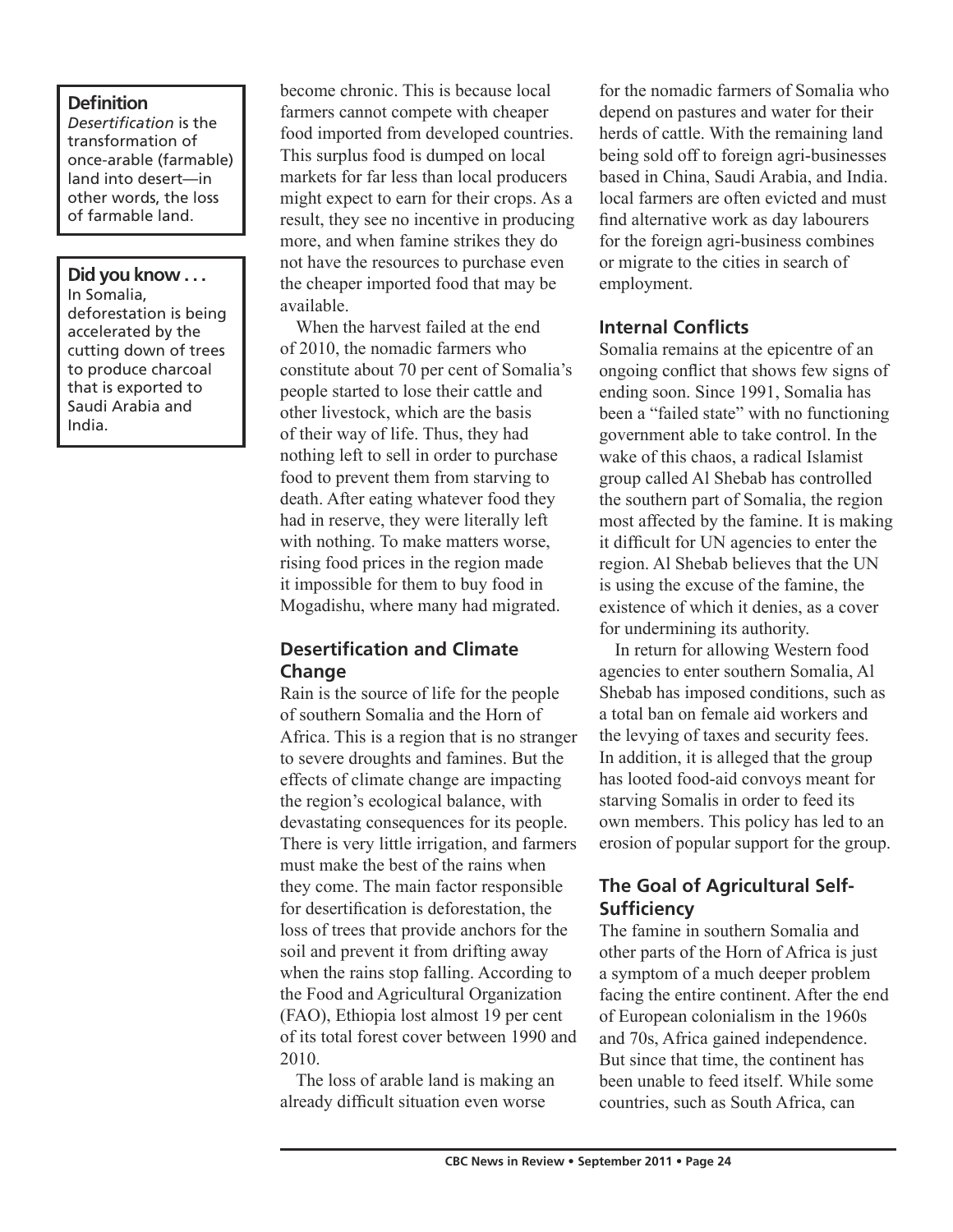**Definition**

*Desertification* is the transformation of once-arable (farmable) land into desert—in other words, the loss of farmable land.

**Did you know . . .**

In Somalia, deforestation is being accelerated by the cutting down of trees to produce charcoal that is exported to Saudi Arabia and India.

become chronic. This is because local farmers cannot compete with cheaper food imported from developed countries. This surplus food is dumped on local markets for far less than local producers might expect to earn for their crops. As a result, they see no incentive in producing more, and when famine strikes they do not have the resources to purchase even the cheaper imported food that may be available.

When the harvest failed at the end of 2010, the nomadic farmers who constitute about 70 per cent of Somalia's people started to lose their cattle and other livestock, which are the basis of their way of life. Thus, they had nothing left to sell in order to purchase food to prevent them from starving to death. After eating whatever food they had in reserve, they were literally left with nothing. To make matters worse, rising food prices in the region made it impossible for them to buy food in Mogadishu, where many had migrated.

### Desertification and Climate Change

Rain is the source of life for the people of southern Somalia and the Horn of Africa. This is a region that is no stranger to severe droughts and famines. But the effects of climate change are impacting the region's ecological balance, with devastating consequences for its people. There is very little irrigation, and farmers must make the best of the rains when they come. The main factor responsible for desertification is deforestation, the loss of trees that provide anchors for the soil and prevent it from drifting away when the rains stop falling. According to the Food and Agricultural Organization (FAO), Ethiopia lost almost 19 per cent of its total forest cover between 1990 and 2010.

The loss of arable land is making an already difficult situation even worse for the nomadic farmers of Somalia who depend on pastures and water for their herds of cattle. With the remaining land being sold off to foreign agri-businesses based in China, Saudi Arabia, and India. local farmers are often evicted and must find alternative work as day labourers for the foreign agri-business combines or migrate to the cities in search of employment.

### Internal Conflicts

Somalia remains at the epicentre of an ongoing conflict that shows few signs of ending soon. Since 1991, Somalia has been a "failed state" with no functioning government able to take control. In the wake of this chaos, a radical Islamist group called Al Shebab has controlled the southern part of Somalia, the region most affected by the famine. It is making it difficult for UN agencies to enter the region. Al Shebab believes that the UN is using the excuse of the famine, the existence of which it denies, as a cover for undermining its authority.

In return for allowing Western food agencies to enter southern Somalia, Al Shebab has imposed conditions, such as a total ban on female aid workers and the levying of taxes and security fees. In addition, it is alleged that the group has looted food-aid convoys meant for starving Somalis in order to feed its own members. This policy has led to an erosion of popular support for the group.

### The Goal of Agricultural Self-Sufficiency

The famine in southern Somalia and other parts of the Horn of Africa is just a symptom of a much deeper problem facing the entire continent. After the end of European colonialism in the 1960s and 70s, Africa gained independence. But since that time, the continent has been unable to feed itself. While some countries, such as South Africa, can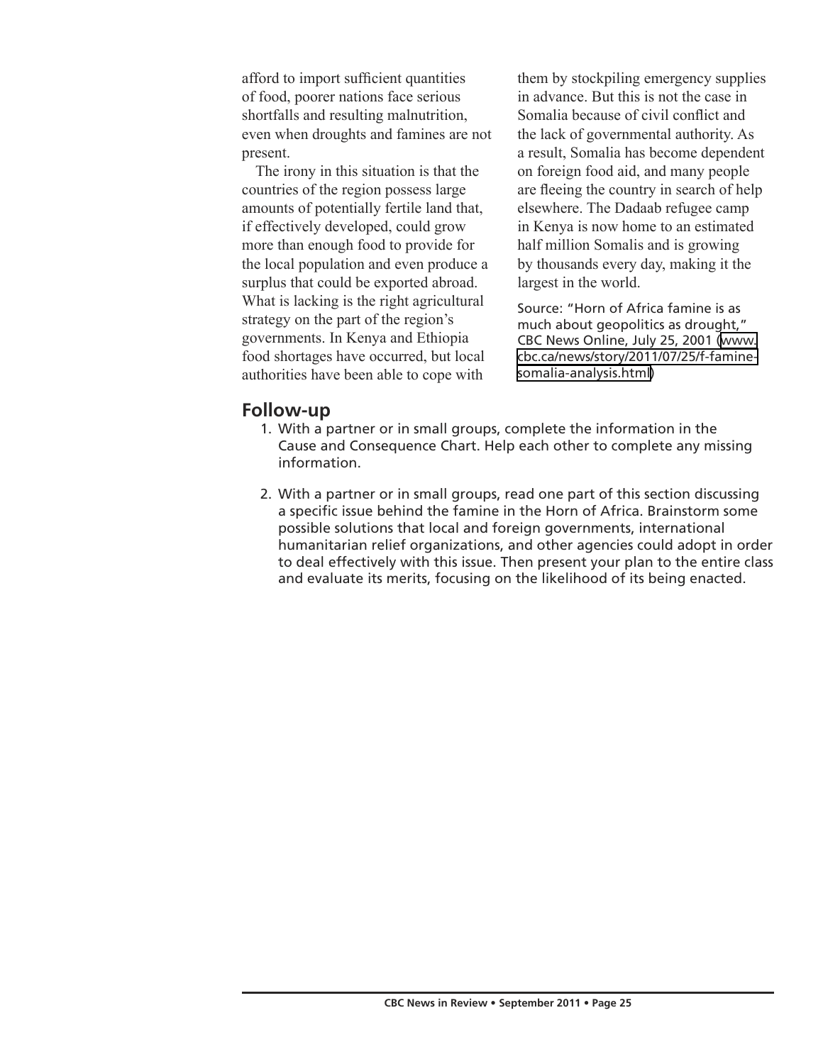afford to import sufficient quantities of food, poorer nations face serious shortfalls and resulting malnutrition, even when droughts and famines are not present.

The irony in this situation is that the countries of the region possess large amounts of potentially fertile land that, if effectively developed, could grow more than enough food to provide for the local population and even produce a surplus that could be exported abroad. What is lacking is the right agricultural strategy on the part of the region's governments. In Kenya and Ethiopia food shortages have occurred, but local authorities have been able to cope with them by stockpiling emergency supplies in advance. But this is not the case in Somalia because of civil conflict and the lack of governmental authority. As a result, Somalia has become dependent on foreign food aid, and many people are fleeing the country in search of help elsewhere. The Dadaab refugee camp in Kenya is now home to an estimated half million Somalis and is growing by thousands every day, making it the largest in the world.

Source: "Horn of Africa famine is as much about geopolitics as drought," CBC News Online, July 25, 2001 (www.cbc.ca/news/story/2011/07/25/f-famine-somalia-analysis.html)

## Follow-up

1. With a partner or in small groups, complete the information in the Cause and Consequence Chart. Help each other to complete any missing information.
2. With a partner or in small groups, read one part of this section discussing a specific issue behind the famine in the Horn of Africa. Brainstorm some possible solutions that local and foreign governments, international humanitarian relief organizations, and other agencies could adopt in order to deal effectively with this issue. Then present your plan to the entire class and evaluate its merits, focusing on the likelihood of its being enacted.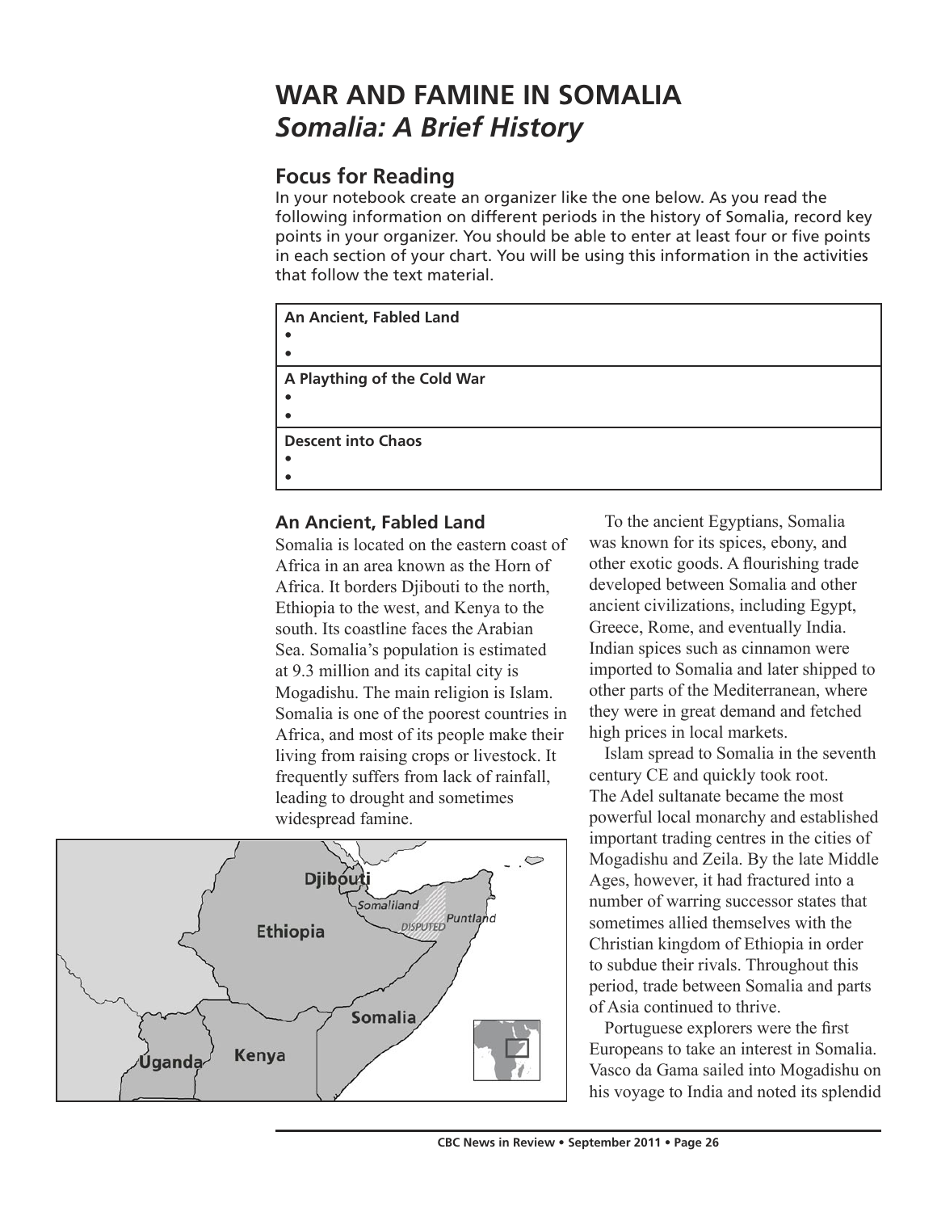# WAR AND FAMINE IN SOMALIA

## *Somalia: A Brief History*

### Focus for Reading

In your notebook create an organizer like the one below. As you read the following information on different periods in the history of Somalia, record key points in your organizer. You should be able to enter at least four or five points in each section of your chart. You will be using this information in the activities that follow the text material.

| **An Ancient, Fabled Land**<br>•<br>• |
|---|
| **A Plaything of the Cold War**<br>•<br>• |
| **Descent into Chaos**<br>•<br>• |

### An Ancient, Fabled Land

Somalia is located on the eastern coast of Africa in an area known as the Horn of Africa. It borders Djibouti to the north, Ethiopia to the west, and Kenya to the south. Its coastline faces the Arabian Sea. Somalia's population is estimated at 9.3 million and its capital city is Mogadishu. The main religion is Islam. Somalia is one of the poorest countries in Africa, and most of its people make their living from raising crops or livestock. It frequently suffers from lack of rainfall, leading to drought and sometimes widespread famine.

To the ancient Egyptians, Somalia was known for its spices, ebony, and other exotic goods. A flourishing trade developed between Somalia and other ancient civilizations, including Egypt, Greece, Rome, and eventually India. Indian spices such as cinnamon were imported to Somalia and later shipped to other parts of the Mediterranean, where they were in great demand and fetched high prices in local markets.

Islam spread to Somalia in the seventh century CE and quickly took root. The Adel sultanate became the most powerful local monarchy and established important trading centres in the cities of Mogadishu and Zeila. By the late Middle Ages, however, it had fractured into a number of warring successor states that sometimes allied themselves with the Christian kingdom of Ethiopia in order to subdue their rivals. Throughout this period, trade between Somalia and parts of Asia continued to thrive.

Portuguese explorers were the first Europeans to take an interest in Somalia. Vasco da Gama sailed into Mogadishu on his voyage to India and noted its splendid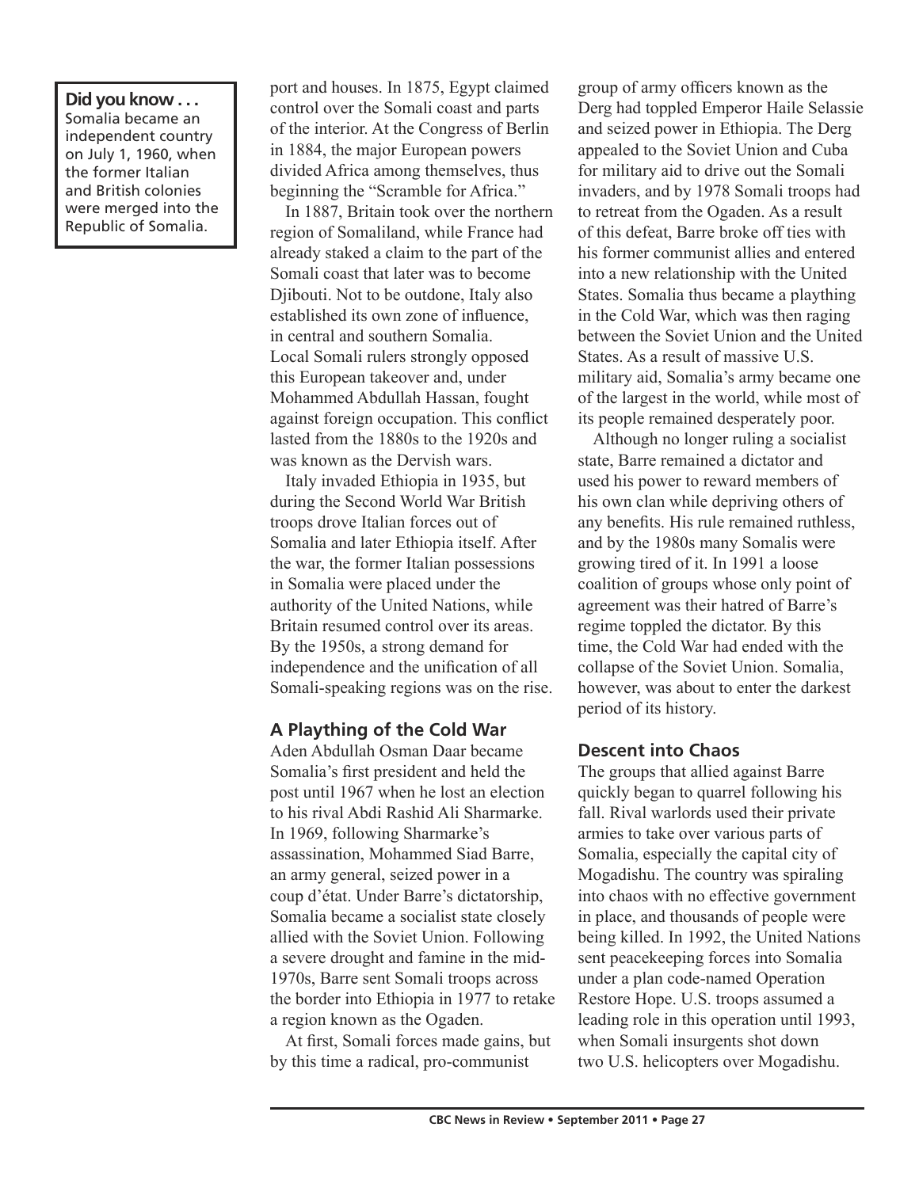**Did you know . . .**
Somalia became an independent country on July 1, 1960, when the former Italian and British colonies were merged into the Republic of Somalia.

port and houses. In 1875, Egypt claimed control over the Somali coast and parts of the interior. At the Congress of Berlin in 1884, the major European powers divided Africa among themselves, thus beginning the "Scramble for Africa."

In 1887, Britain took over the northern region of Somaliland, while France had already staked a claim to the part of the Somali coast that later was to become Djibouti. Not to be outdone, Italy also established its own zone of influence, in central and southern Somalia. Local Somali rulers strongly opposed this European takeover and, under Mohammed Abdullah Hassan, fought against foreign occupation. This conflict lasted from the 1880s to the 1920s and was known as the Dervish wars.

Italy invaded Ethiopia in 1935, but during the Second World War British troops drove Italian forces out of Somalia and later Ethiopia itself. After the war, the former Italian possessions in Somalia were placed under the authority of the United Nations, while Britain resumed control over its areas. By the 1950s, a strong demand for independence and the unification of all Somali-speaking regions was on the rise.

## A Plaything of the Cold War

Aden Abdullah Osman Daar became Somalia's first president and held the post until 1967 when he lost an election to his rival Abdi Rashid Ali Sharmarke. In 1969, following Sharmarke's assassination, Mohammed Siad Barre, an army general, seized power in a coup d'état. Under Barre's dictatorship, Somalia became a socialist state closely allied with the Soviet Union. Following a severe drought and famine in the mid-1970s, Barre sent Somali troops across the border into Ethiopia in 1977 to retake a region known as the Ogaden.

At first, Somali forces made gains, but by this time a radical, pro-communist group of army officers known as the Derg had toppled Emperor Haile Selassie and seized power in Ethiopia. The Derg appealed to the Soviet Union and Cuba for military aid to drive out the Somali invaders, and by 1978 Somali troops had to retreat from the Ogaden. As a result of this defeat, Barre broke off ties with his former communist allies and entered into a new relationship with the United States. Somalia thus became a plaything in the Cold War, which was then raging between the Soviet Union and the United States. As a result of massive U.S. military aid, Somalia's army became one of the largest in the world, while most of its people remained desperately poor.

Although no longer ruling a socialist state, Barre remained a dictator and used his power to reward members of his own clan while depriving others of any benefits. His rule remained ruthless, and by the 1980s many Somalis were growing tired of it. In 1991 a loose coalition of groups whose only point of agreement was their hatred of Barre's regime toppled the dictator. By this time, the Cold War had ended with the collapse of the Soviet Union. Somalia, however, was about to enter the darkest period of its history.

## Descent into Chaos

The groups that allied against Barre quickly began to quarrel following his fall. Rival warlords used their private armies to take over various parts of Somalia, especially the capital city of Mogadishu. The country was spiraling into chaos with no effective government in place, and thousands of people were being killed. In 1992, the United Nations sent peacekeeping forces into Somalia under a plan code-named Operation Restore Hope. U.S. troops assumed a leading role in this operation until 1993, when Somali insurgents shot down two U.S. helicopters over Mogadishu.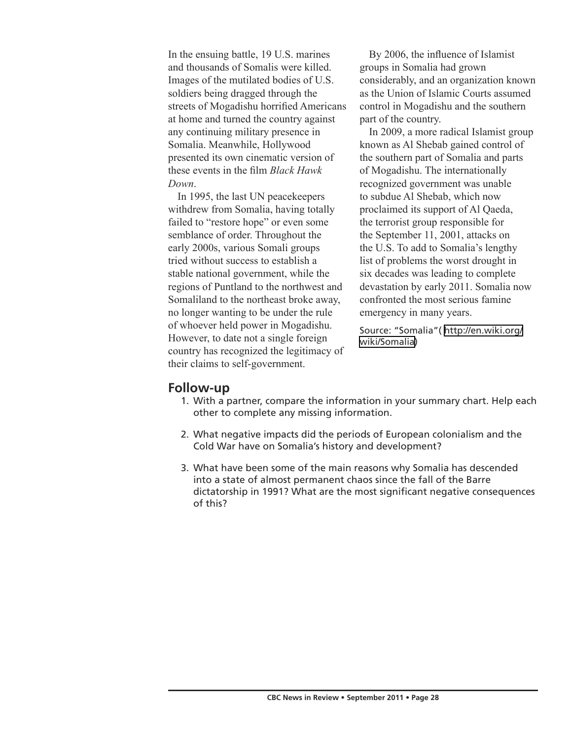In the ensuing battle, 19 U.S. marines and thousands of Somalis were killed. Images of the mutilated bodies of U.S. soldiers being dragged through the streets of Mogadishu horrified Americans at home and turned the country against any continuing military presence in Somalia. Meanwhile, Hollywood presented its own cinematic version of these events in the film *Black Hawk Down*.

In 1995, the last UN peacekeepers withdrew from Somalia, having totally failed to "restore hope" or even some semblance of order. Throughout the early 2000s, various Somali groups tried without success to establish a stable national government, while the regions of Puntland to the northwest and Somaliland to the northeast broke away, no longer wanting to be under the rule of whoever held power in Mogadishu. However, to date not a single foreign country has recognized the legitimacy of their claims to self-government.

By 2006, the influence of Islamist groups in Somalia had grown considerably, and an organization known as the Union of Islamic Courts assumed control in Mogadishu and the southern part of the country.

In 2009, a more radical Islamist group known as Al Shebab gained control of the southern part of Somalia and parts of Mogadishu. The internationally recognized government was unable to subdue Al Shebab, which now proclaimed its support of Al Qaeda, the terrorist group responsible for the September 11, 2001, attacks on the U.S. To add to Somalia's lengthy list of problems the worst drought in six decades was leading to complete devastation by early 2011. Somalia now confronted the most serious famine emergency in many years.

Source: "Somalia"( http://en.wiki.org/wiki/Somalia)

## Follow-up

1. With a partner, compare the information in your summary chart. Help each other to complete any missing information.
2. What negative impacts did the periods of European colonialism and the Cold War have on Somalia's history and development?
3. What have been some of the main reasons why Somalia has descended into a state of almost permanent chaos since the fall of the Barre dictatorship in 1991? What are the most significant negative consequences of this?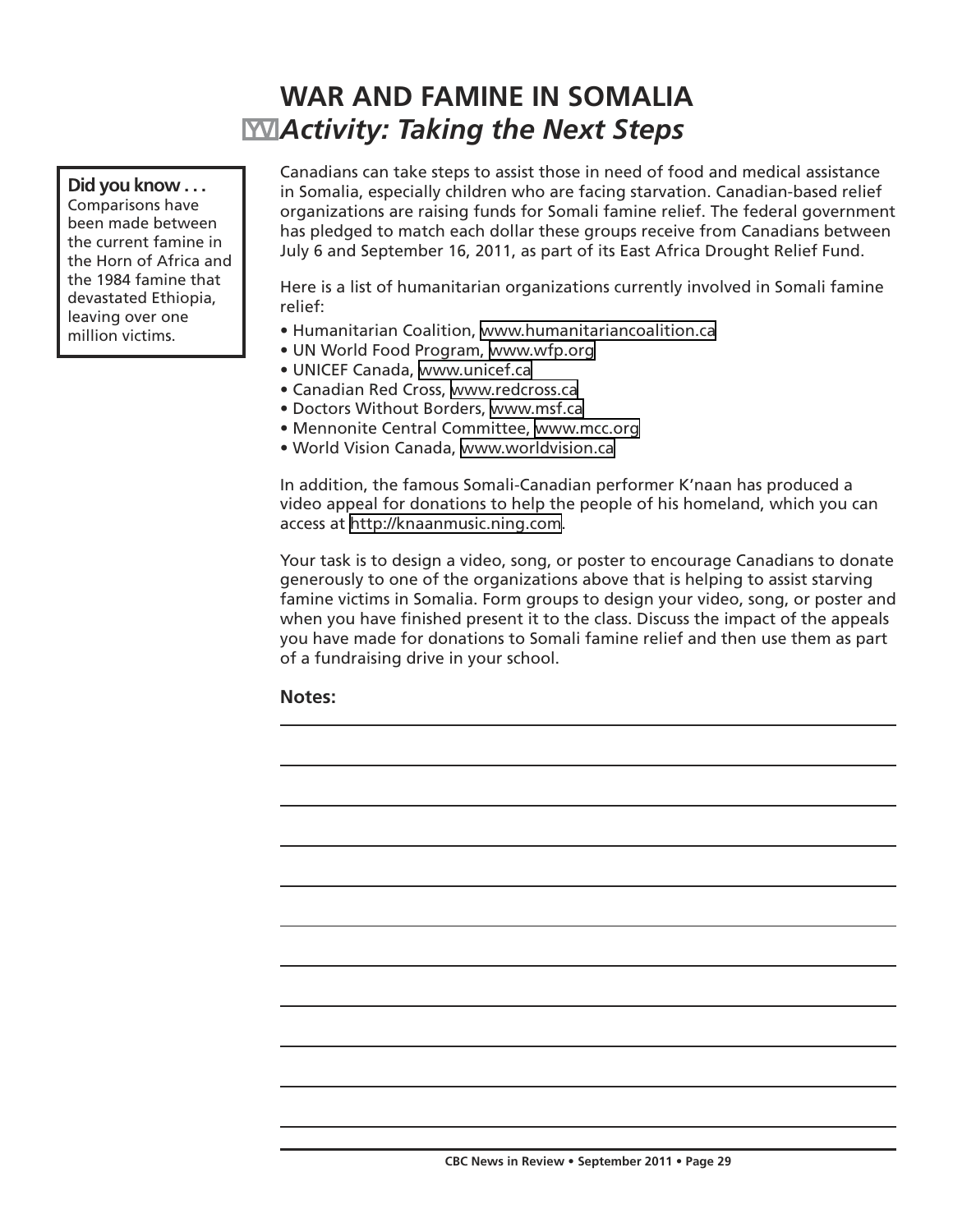# WAR AND FAMINE IN SOMALIA

## *Activity: Taking the Next Steps*

**Did you know . . .**
Comparisons have been made between the current famine in the Horn of Africa and the 1984 famine that devastated Ethiopia, leaving over one million victims.

Canadians can take steps to assist those in need of food and medical assistance in Somalia, especially children who are facing starvation. Canadian-based relief organizations are raising funds for Somali famine relief. The federal government has pledged to match each dollar these groups receive from Canadians between July 6 and September 16, 2011, as part of its East Africa Drought Relief Fund.

Here is a list of humanitarian organizations currently involved in Somali famine relief:

- Humanitarian Coalition, www.humanitariancoalition.ca
- UN World Food Program, www.wfp.org
- UNICEF Canada, www.unicef.ca
- Canadian Red Cross, www.redcross.ca
- Doctors Without Borders, www.msf.ca
- Mennonite Central Committee, www.mcc.org
- World Vision Canada, www.worldvision.ca

In addition, the famous Somali-Canadian performer K'naan has produced a video appeal for donations to help the people of his homeland, which you can access at http://knaanmusic.ning.com.

Your task is to design a video, song, or poster to encourage Canadians to donate generously to one of the organizations above that is helping to assist starving famine victims in Somalia. Form groups to design your video, song, or poster and when you have finished present it to the class. Discuss the impact of the appeals you have made for donations to Somali famine relief and then use them as part of a fundraising drive in your school.

**Notes:**